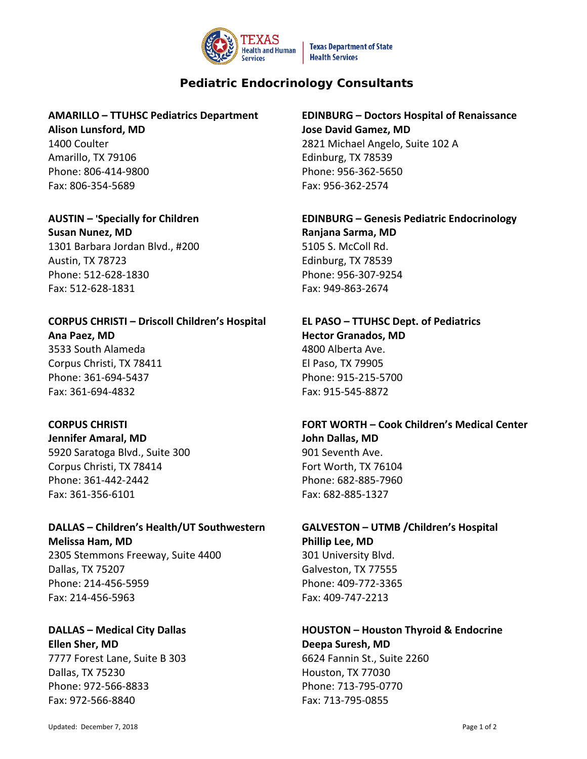Texas Health and Human Services | Texas Department of State Health Services

# Pediatric Endocrinology Consultants

**AMARILLO – TTUHSC Pediatrics Department**
**Alison Lunsford, MD**
1400 Coulter
Amarillo, TX 79106
Phone: 806-414-9800
Fax: 806-354-5689

**AUSTIN – 'Specially for Children**
**Susan Nunez, MD**
1301 Barbara Jordan Blvd., #200
Austin, TX 78723
Phone: 512-628-1830
Fax: 512-628-1831

**CORPUS CHRISTI – Driscoll Children's Hospital**
**Ana Paez, MD**
3533 South Alameda
Corpus Christi, TX 78411
Phone: 361-694-5437
Fax: 361-694-4832

**CORPUS CHRISTI**
**Jennifer Amaral, MD**
5920 Saratoga Blvd., Suite 300
Corpus Christi, TX 78414
Phone: 361-442-2442
Fax: 361-356-6101

**DALLAS – Children's Health/UT Southwestern**
**Melissa Ham, MD**
2305 Stemmons Freeway, Suite 4400
Dallas, TX 75207
Phone: 214-456-5959
Fax: 214-456-5963

**DALLAS – Medical City Dallas**
**Ellen Sher, MD**
7777 Forest Lane, Suite B 303
Dallas, TX 75230
Phone: 972-566-8833
Fax: 972-566-8840

**EDINBURG – Doctors Hospital of Renaissance**
**Jose David Gamez, MD**
2821 Michael Angelo, Suite 102 A
Edinburg, TX 78539
Phone: 956-362-5650
Fax: 956-362-2574

**EDINBURG – Genesis Pediatric Endocrinology**
**Ranjana Sarma, MD**
5105 S. McColl Rd.
Edinburg, TX 78539
Phone: 956-307-9254
Fax: 949-863-2674

**EL PASO – TTUHSC Dept. of Pediatrics**
**Hector Granados, MD**
4800 Alberta Ave.
El Paso, TX 79905
Phone: 915-215-5700
Fax: 915-545-8872

**FORT WORTH – Cook Children's Medical Center**
**John Dallas, MD**
901 Seventh Ave.
Fort Worth, TX 76104
Phone: 682-885-7960
Fax: 682-885-1327

**GALVESTON – UTMB /Children's Hospital**
**Phillip Lee, MD**
301 University Blvd.
Galveston, TX 77555
Phone: 409-772-3365
Fax: 409-747-2213

**HOUSTON – Houston Thyroid & Endocrine**
**Deepa Suresh, MD**
6624 Fannin St., Suite 2260
Houston, TX 77030
Phone: 713-795-0770
Fax: 713-795-0855

Updated: December 7, 2018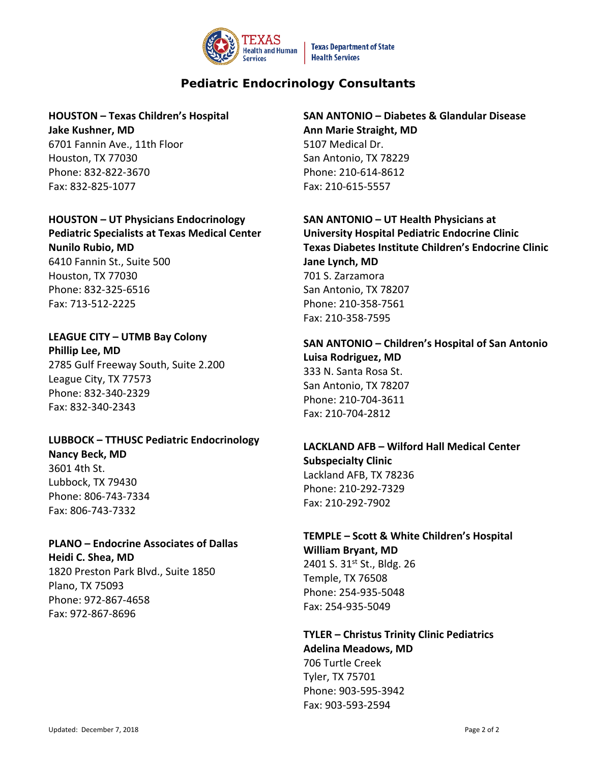# Pediatric Endocrinology Consultants

**HOUSTON – Texas Children's Hospital**
**Jake Kushner, MD**
6701 Fannin Ave., 11th Floor
Houston, TX 77030
Phone: 832-822-3670
Fax: 832-825-1077

**HOUSTON – UT Physicians Endocrinology Pediatric Specialists at Texas Medical Center**
**Nunilo Rubio, MD**
6410 Fannin St., Suite 500
Houston, TX 77030
Phone: 832-325-6516
Fax: 713-512-2225

**LEAGUE CITY – UTMB Bay Colony**
**Phillip Lee, MD**
2785 Gulf Freeway South, Suite 2.200
League City, TX 77573
Phone: 832-340-2329
Fax: 832-340-2343

**LUBBOCK – TTHUSC Pediatric Endocrinology**
**Nancy Beck, MD**
3601 4th St.
Lubbock, TX 79430
Phone: 806-743-7334
Fax: 806-743-7332

**PLANO – Endocrine Associates of Dallas**
**Heidi C. Shea, MD**
1820 Preston Park Blvd., Suite 1850
Plano, TX 75093
Phone: 972-867-4658
Fax: 972-867-8696

**SAN ANTONIO – Diabetes & Glandular Disease**
**Ann Marie Straight, MD**
5107 Medical Dr.
San Antonio, TX 78229
Phone: 210-614-8612
Fax: 210-615-5557

**SAN ANTONIO – UT Health Physicians at University Hospital Pediatric Endocrine Clinic Texas Diabetes Institute Children's Endocrine Clinic**
**Jane Lynch, MD**
701 S. Zarzamora
San Antonio, TX 78207
Phone: 210-358-7561
Fax: 210-358-7595

**SAN ANTONIO – Children's Hospital of San Antonio**
**Luisa Rodriguez, MD**
333 N. Santa Rosa St.
San Antonio, TX 78207
Phone: 210-704-3611
Fax: 210-704-2812

**LACKLAND AFB – Wilford Hall Medical Center Subspecialty Clinic**
Lackland AFB, TX 78236
Phone: 210-292-7329
Fax: 210-292-7902

**TEMPLE – Scott & White Children's Hospital**
**William Bryant, MD**
2401 S. 31st St., Bldg. 26
Temple, TX 76508
Phone: 254-935-5048
Fax: 254-935-5049

**TYLER – Christus Trinity Clinic Pediatrics**
**Adelina Meadows, MD**
706 Turtle Creek
Tyler, TX 75701
Phone: 903-595-3942
Fax: 903-593-2594

Updated: December 7, 2018